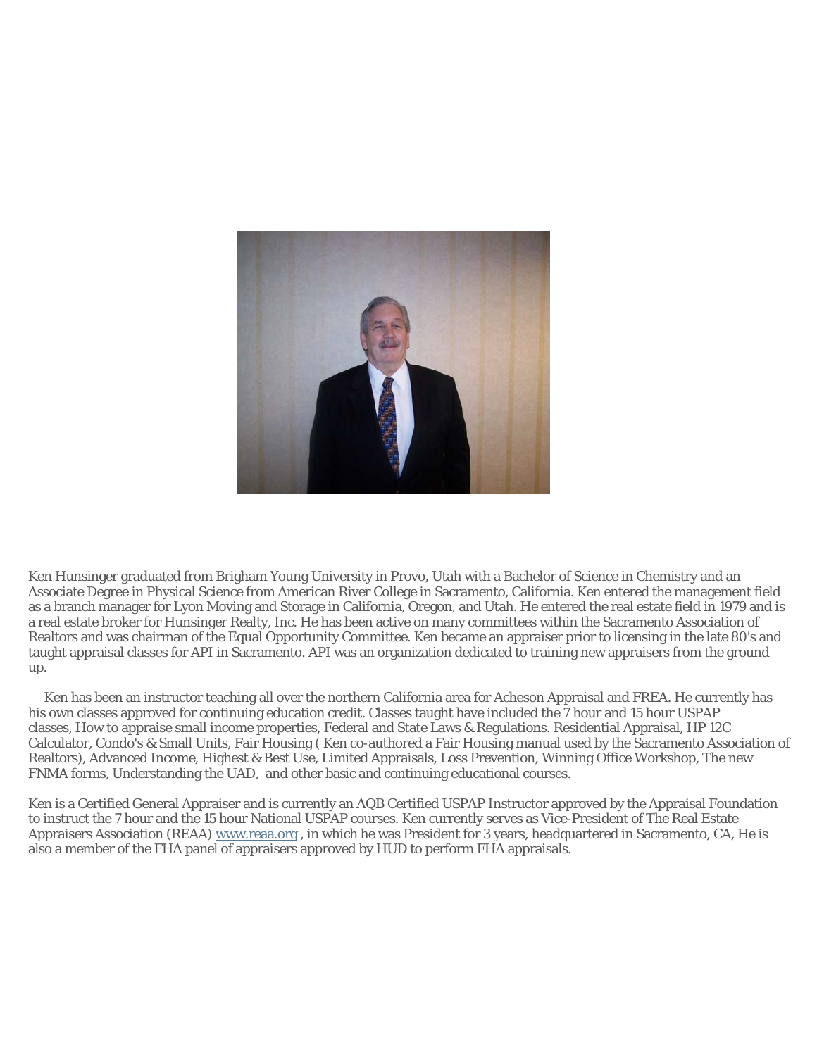Ken Hunsinger graduated from Brigham Young University in Provo, Utah with a Bachelor of Science in Chemistry and an Associate Degree in Physical Science from American River College in Sacramento, California. Ken entered the management field as a branch manager for Lyon Moving and Storage in California, Oregon, and Utah. He entered the real estate field in 1979 and is a real estate broker for Hunsinger Realty, Inc. He has been active on many committees within the Sacramento Association of Realtors and was chairman of the Equal Opportunity Committee. Ken became an appraiser prior to licensing in the late 80's and taught appraisal classes for API in Sacramento. API was an organization dedicated to training new appraisers from the ground up.

Ken has been an instructor teaching all over the northern California area for Acheson Appraisal and FREA. He currently has his own classes approved for continuing education credit. Classes taught have included the 7 hour and 15 hour USPAP classes, How to appraise small income properties, Federal and State Laws & Regulations. Residential Appraisal, HP 12C Calculator, Condo's & Small Units, Fair Housing ( Ken co-authored a Fair Housing manual used by the Sacramento Association of Realtors), Advanced Income, Highest & Best Use, Limited Appraisals, Loss Prevention, Winning Office Workshop, The new FNMA forms, Understanding the UAD, and other basic and continuing educational courses.

Ken is a Certified General Appraiser and is currently an AQB Certified USPAP Instructor approved by the Appraisal Foundation to instruct the 7 hour and the 15 hour National USPAP courses. Ken currently serves as Vice-President of The Real Estate Appraisers Association (REAA) [www.reaa.org](http://www.reaa.org) , in which he was President for 3 years, headquartered in Sacramento, CA, He is also a member of the FHA panel of appraisers approved by HUD to perform FHA appraisals.